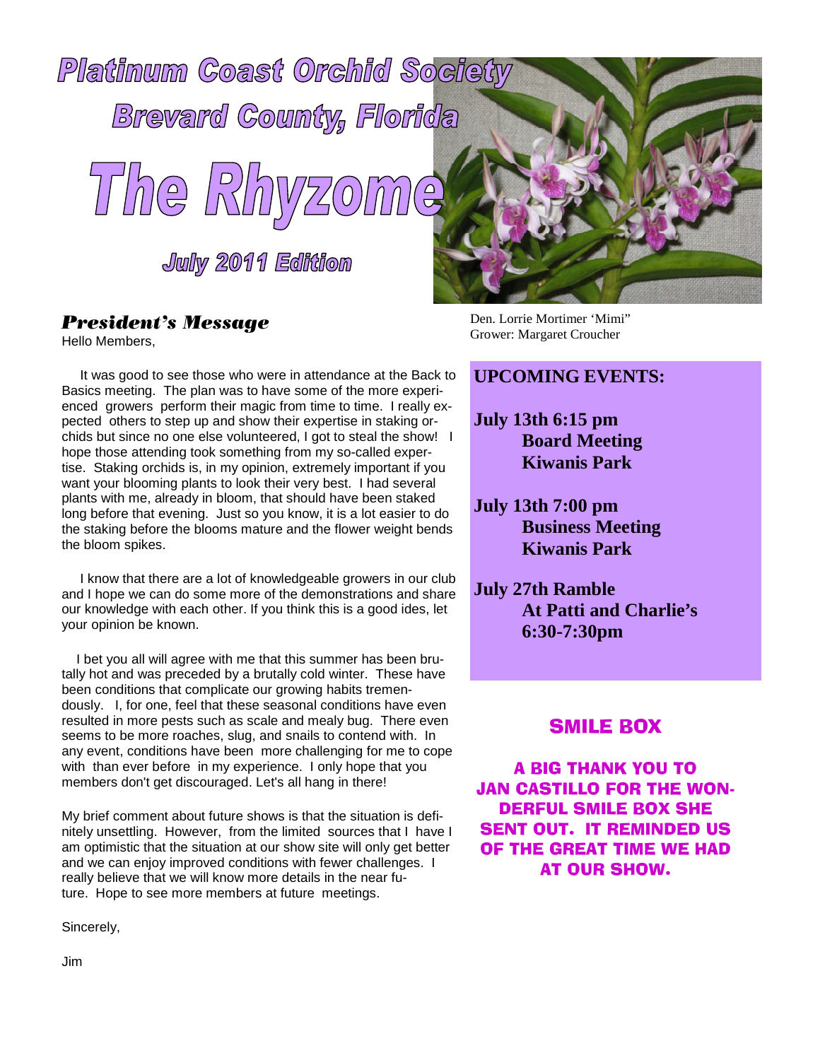# Platinum Coast Orchid Society

## Brevard County, Florida

# The Rhyzome

## July 2011 Edition

Den. Lorrie Mortimer 'Mimi"
Grower: Margaret Croucher

### *President's Message*

Hello Members,

It was good to see those who were in attendance at the Back to Basics meeting. The plan was to have some of the more experienced growers perform their magic from time to time. I really expected others to step up and show their expertise in staking orchids but since no one else volunteered, I got to steal the show! I hope those attending took something from my so-called expertise. Staking orchids is, in my opinion, extremely important if you want your blooming plants to look their very best. I had several plants with me, already in bloom, that should have been staked long before that evening. Just so you know, it is a lot easier to do the staking before the blooms mature and the flower weight bends the bloom spikes.

I know that there are a lot of knowledgeable growers in our club and I hope we can do some more of the demonstrations and share our knowledge with each other. If you think this is a good ides, let your opinion be known.

I bet you all will agree with me that this summer has been brutally hot and was preceded by a brutally cold winter. These have been conditions that complicate our growing habits tremendously. I, for one, feel that these seasonal conditions have even resulted in more pests such as scale and mealy bug. There even seems to be more roaches, slug, and snails to contend with. In any event, conditions have been more challenging for me to cope with than ever before in my experience. I only hope that you members don't get discouraged. Let's all hang in there!

My brief comment about future shows is that the situation is definitely unsettling. However, from the limited sources that I have I am optimistic that the situation at our show site will only get better and we can enjoy improved conditions with fewer challenges. I really believe that we will know more details in the near future. Hope to see more members at future meetings.

Sincerely,

Jim

### UPCOMING EVENTS:

**July 13th 6:15 pm**
**Board Meeting**
**Kiwanis Park**

**July 13th 7:00 pm**
**Business Meeting**
**Kiwanis Park**

**July 27th Ramble**
**At Patti and Charlie's**
**6:30-7:30pm**

### SMILE BOX

**A BIG THANK YOU TO JAN CASTILLO FOR THE WONDERFUL SMILE BOX SHE SENT OUT. IT REMINDED US OF THE GREAT TIME WE HAD AT OUR SHOW.**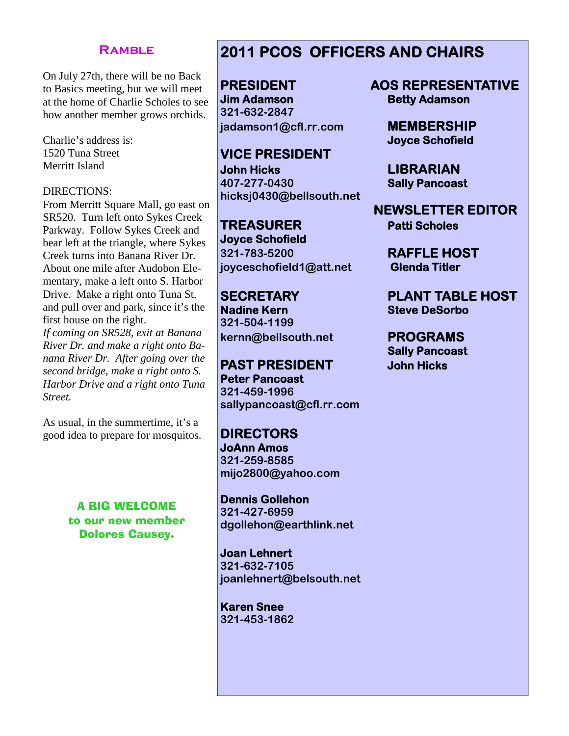## Ramble

On July 27th, there will be no Back to Basics meeting, but we will meet at the home of Charlie Scholes to see how another member grows orchids.

Charlie's address is:
1520 Tuna Street
Merritt Island

DIRECTIONS:
From Merritt Square Mall, go east on SR520. Turn left onto Sykes Creek Parkway. Follow Sykes Creek and bear left at the triangle, where Sykes Creek turns into Banana River Dr. About one mile after Audobon Elementary, make a left onto S. Harbor Drive. Make a right onto Tuna St. and pull over and park, since it's the first house on the right.
*If coming on SR528, exit at Banana River Dr. and make a right onto Banana River Dr. After going over the second bridge, make a right onto S. Harbor Drive and a right onto Tuna Street.*

As usual, in the summertime, it's a good idea to prepare for mosquitos.

**A BIG WELCOME to our new member Dolores Causey.**

# 2011 PCOS OFFICERS AND CHAIRS

### PRESIDENT
**Jim Adamson**
321-632-2847
jadamson1@cfl.rr.com

### VICE PRESIDENT
**John Hicks**
407-277-0430
hicksj0430@bellsouth.net

### TREASURER
**Joyce Schofield**
321-783-5200
joyceschofield1@att.net

### SECRETARY
**Nadine Kern**
321-504-1199
kernn@bellsouth.net

### PAST PRESIDENT
**Peter Pancoast**
321-459-1996
sallypancoast@cfl.rr.com

### DIRECTORS
**JoAnn Amos**
321-259-8585
mijo2800@yahoo.com

**Dennis Gollehon**
321-427-6959
dgollehon@earthlink.net

**Joan Lehnert**
321-632-7105
joanlehnert@belsouth.net

**Karen Snee**
321-453-1862

### AOS REPRESENTATIVE
**Betty Adamson**

### MEMBERSHIP
**Joyce Schofield**

### LIBRARIAN
**Sally Pancoast**

### NEWSLETTER EDITOR
**Patti Scholes**

### RAFFLE HOST
**Glenda Titler**

### PLANT TABLE HOST
**Steve DeSorbo**

### PROGRAMS
**Sally Pancoast**
**John Hicks**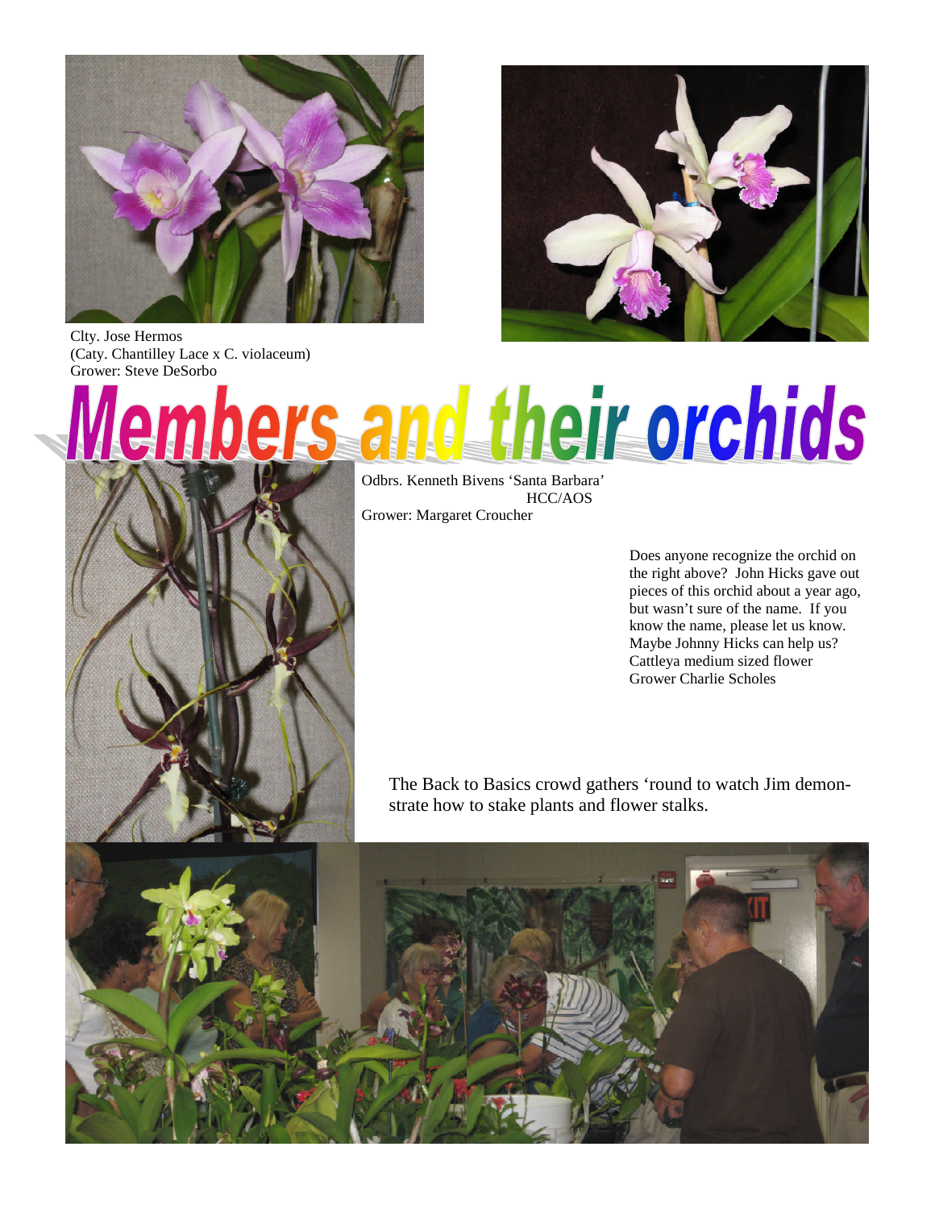Clty. Jose Hermos
(Caty. Chantilley Lace x C. violaceum)
Grower: Steve DeSorbo

# Members and their orchids

Odbrs. Kenneth Bivens 'Santa Barbara' HCC/AOS
Grower: Margaret Croucher

Does anyone recognize the orchid on the right above? John Hicks gave out pieces of this orchid about a year ago, but wasn't sure of the name. If you know the name, please let us know. Maybe Johnny Hicks can help us?
Cattleya medium sized flower
Grower Charlie Scholes

The Back to Basics crowd gathers 'round to watch Jim demonstrate how to stake plants and flower stalks.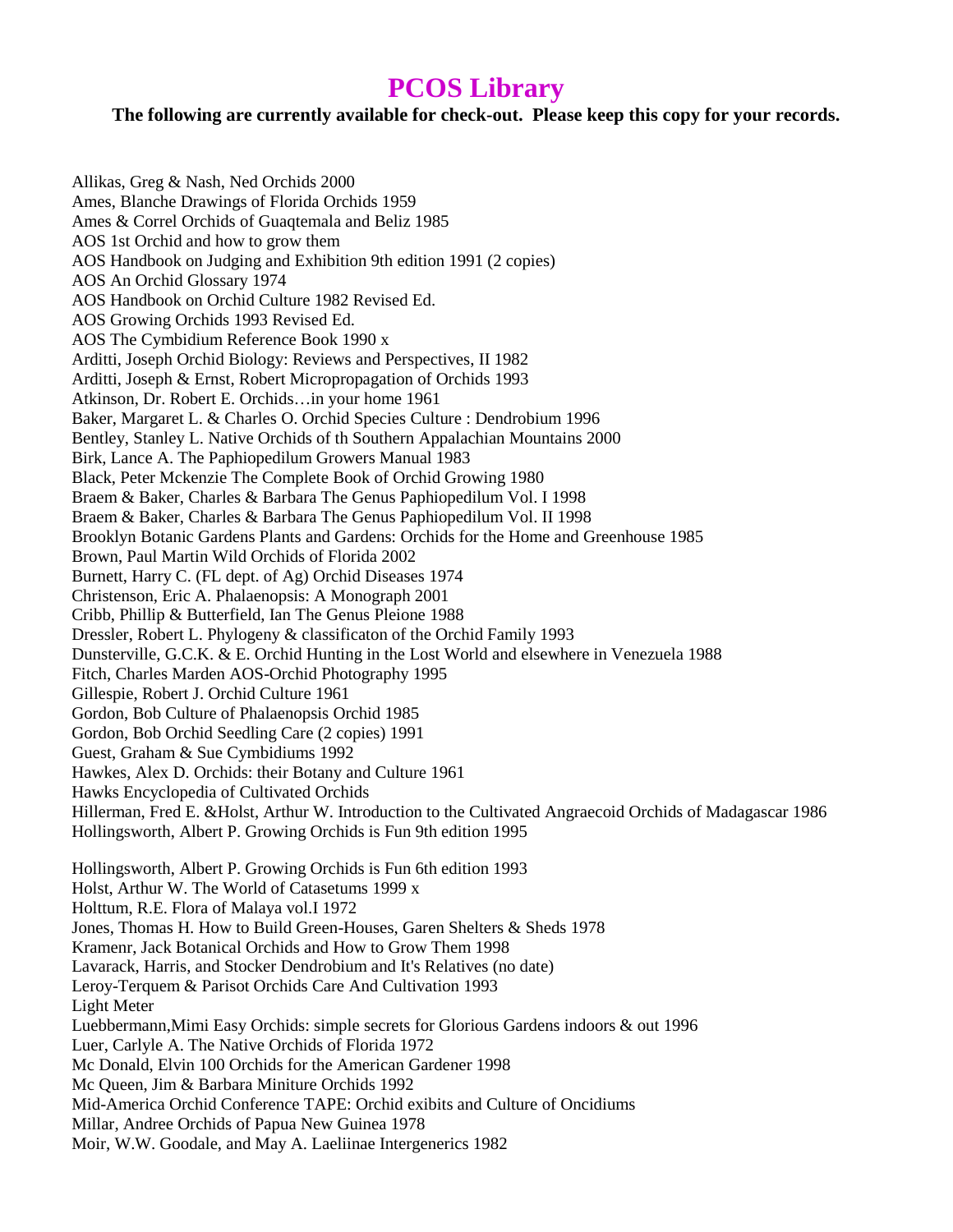# PCOS Library

**The following are currently available for check-out. Please keep this copy for your records.**

Allikas, Greg & Nash, Ned Orchids 2000
Ames, Blanche Drawings of Florida Orchids 1959
Ames & Correl Orchids of Guaqtemala and Beliz 1985
AOS 1st Orchid and how to grow them
AOS Handbook on Judging and Exhibition 9th edition 1991 (2 copies)
AOS An Orchid Glossary 1974
AOS Handbook on Orchid Culture 1982 Revised Ed.
AOS Growing Orchids 1993 Revised Ed.
AOS The Cymbidium Reference Book 1990 x
Arditti, Joseph Orchid Biology: Reviews and Perspectives, II 1982
Arditti, Joseph & Ernst, Robert Micropropagation of Orchids 1993
Atkinson, Dr. Robert E. Orchids…in your home 1961
Baker, Margaret L. & Charles O. Orchid Species Culture : Dendrobium 1996
Bentley, Stanley L. Native Orchids of th Southern Appalachian Mountains 2000
Birk, Lance A. The Paphiopedilum Growers Manual 1983
Black, Peter Mckenzie The Complete Book of Orchid Growing 1980
Braem & Baker, Charles & Barbara The Genus Paphiopedilum Vol. I 1998
Braem & Baker, Charles & Barbara The Genus Paphiopedilum Vol. II 1998
Brooklyn Botanic Gardens Plants and Gardens: Orchids for the Home and Greenhouse 1985
Brown, Paul Martin Wild Orchids of Florida 2002
Burnett, Harry C. (FL dept. of Ag) Orchid Diseases 1974
Christenson, Eric A. Phalaenopsis: A Monograph 2001
Cribb, Phillip & Butterfield, Ian The Genus Pleione 1988
Dressler, Robert L. Phylogeny & classificaton of the Orchid Family 1993
Dunsterville, G.C.K. & E. Orchid Hunting in the Lost World and elsewhere in Venezuela 1988
Fitch, Charles Marden AOS-Orchid Photography 1995
Gillespie, Robert J. Orchid Culture 1961
Gordon, Bob Culture of Phalaenopsis Orchid 1985
Gordon, Bob Orchid Seedling Care (2 copies) 1991
Guest, Graham & Sue Cymbidiums 1992
Hawkes, Alex D. Orchids: their Botany and Culture 1961
Hawks Encyclopedia of Cultivated Orchids
Hillerman, Fred E. &Holst, Arthur W. Introduction to the Cultivated Angraecoid Orchids of Madagascar 1986
Hollingsworth, Albert P. Growing Orchids is Fun 9th edition 1995

Hollingsworth, Albert P. Growing Orchids is Fun 6th edition 1993
Holst, Arthur W. The World of Catasetums 1999 x
Holttum, R.E. Flora of Malaya vol.I 1972
Jones, Thomas H. How to Build Green-Houses, Garen Shelters & Sheds 1978
Kramenr, Jack Botanical Orchids and How to Grow Them 1998
Lavarack, Harris, and Stocker Dendrobium and It's Relatives (no date)
Leroy-Terquem & Parisot Orchids Care And Cultivation 1993
Light Meter
Luebbermann,Mimi Easy Orchids: simple secrets for Glorious Gardens indoors & out 1996
Luer, Carlyle A. The Native Orchids of Florida 1972
Mc Donald, Elvin 100 Orchids for the American Gardener 1998
Mc Queen, Jim & Barbara Miniture Orchids 1992
Mid-America Orchid Conference TAPE: Orchid exibits and Culture of Oncidiums
Millar, Andree Orchids of Papua New Guinea 1978
Moir, W.W. Goodale, and May A. Laeliinae Intergenerics 1982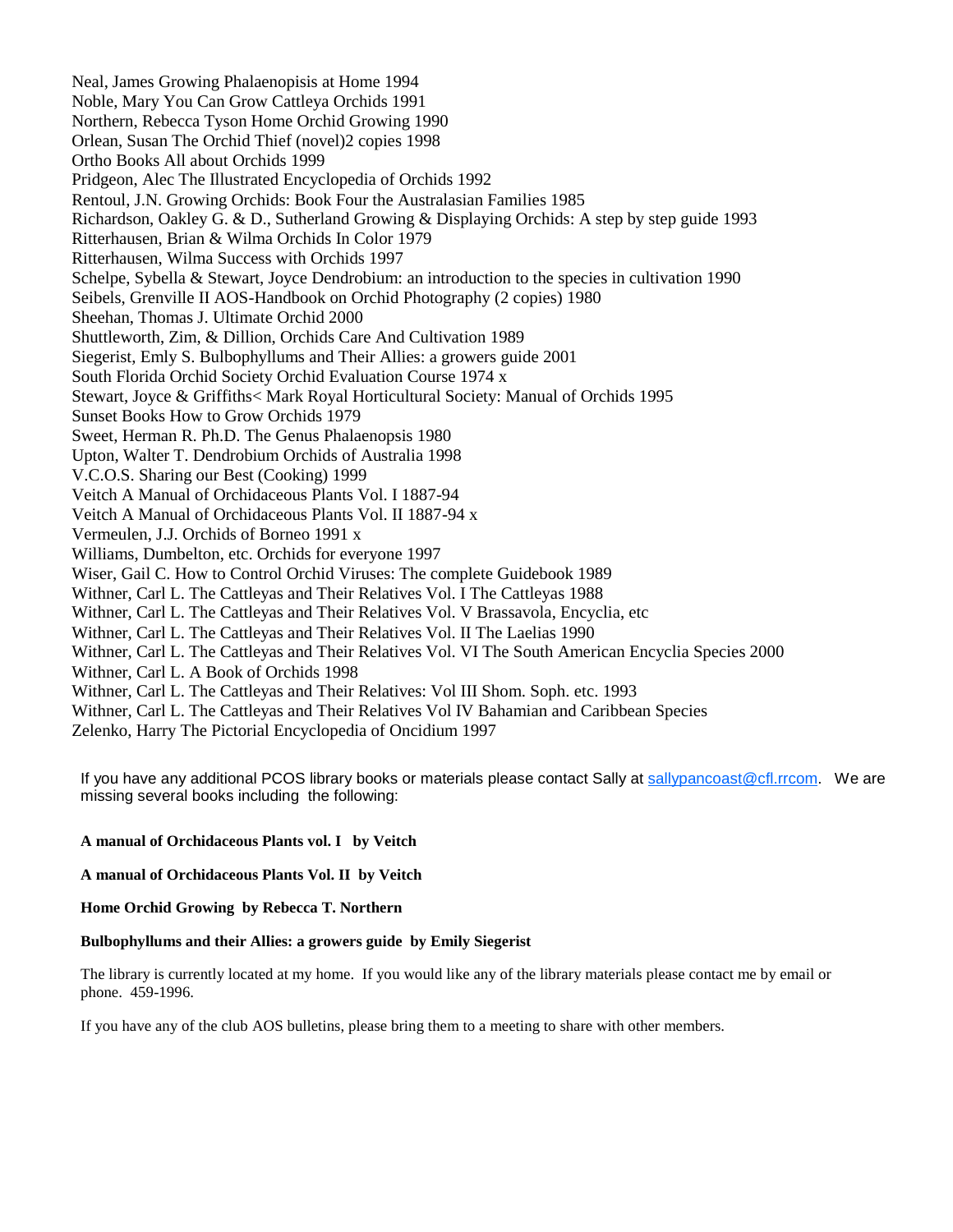Neal, James Growing Phalaenopisis at Home 1994
Noble, Mary You Can Grow Cattleya Orchids 1991
Northern, Rebecca Tyson Home Orchid Growing 1990
Orlean, Susan The Orchid Thief (novel)2 copies 1998
Ortho Books All about Orchids 1999
Pridgeon, Alec The Illustrated Encyclopedia of Orchids 1992
Rentoul, J.N. Growing Orchids: Book Four the Australasian Families 1985
Richardson, Oakley G. & D., Sutherland Growing & Displaying Orchids: A step by step guide 1993
Ritterhausen, Brian & Wilma Orchids In Color 1979
Ritterhausen, Wilma Success with Orchids 1997
Schelpe, Sybella & Stewart, Joyce Dendrobium: an introduction to the species in cultivation 1990
Seibels, Grenville II AOS-Handbook on Orchid Photography (2 copies) 1980
Sheehan, Thomas J. Ultimate Orchid 2000
Shuttleworth, Zim, & Dillion, Orchids Care And Cultivation 1989
Siegerist, Emly S. Bulbophyllums and Their Allies: a growers guide 2001
South Florida Orchid Society Orchid Evaluation Course 1974 x
Stewart, Joyce & Griffiths< Mark Royal Horticultural Society: Manual of Orchids 1995
Sunset Books How to Grow Orchids 1979
Sweet, Herman R. Ph.D. The Genus Phalaenopsis 1980
Upton, Walter T. Dendrobium Orchids of Australia 1998
V.C.O.S. Sharing our Best (Cooking) 1999
Veitch A Manual of Orchidaceous Plants Vol. I 1887-94
Veitch A Manual of Orchidaceous Plants Vol. II 1887-94 x
Vermeulen, J.J. Orchids of Borneo 1991 x
Williams, Dumbelton, etc. Orchids for everyone 1997
Wiser, Gail C. How to Control Orchid Viruses: The complete Guidebook 1989
Withner, Carl L. The Cattleyas and Their Relatives Vol. I The Cattleyas 1988
Withner, Carl L. The Cattleyas and Their Relatives Vol. V Brassavola, Encyclia, etc
Withner, Carl L. The Cattleyas and Their Relatives Vol. II The Laelias 1990
Withner, Carl L. The Cattleyas and Their Relatives Vol. VI The South American Encyclia Species 2000
Withner, Carl L. A Book of Orchids 1998
Withner, Carl L. The Cattleyas and Their Relatives: Vol III Shom. Soph. etc. 1993
Withner, Carl L. The Cattleyas and Their Relatives Vol IV Bahamian and Caribbean Species
Zelenko, Harry The Pictorial Encyclopedia of Oncidium 1997

If you have any additional PCOS library books or materials please contact Sally at sallypancoast@cfl.rrcom. We are missing several books including the following:

**A manual of Orchidaceous Plants vol. I by Veitch**

**A manual of Orchidaceous Plants Vol. II by Veitch**

**Home Orchid Growing by Rebecca T. Northern**

**Bulbophyllums and their Allies: a growers guide by Emily Siegerist**

The library is currently located at my home. If you would like any of the library materials please contact me by email or phone. 459-1996.

If you have any of the club AOS bulletins, please bring them to a meeting to share with other members.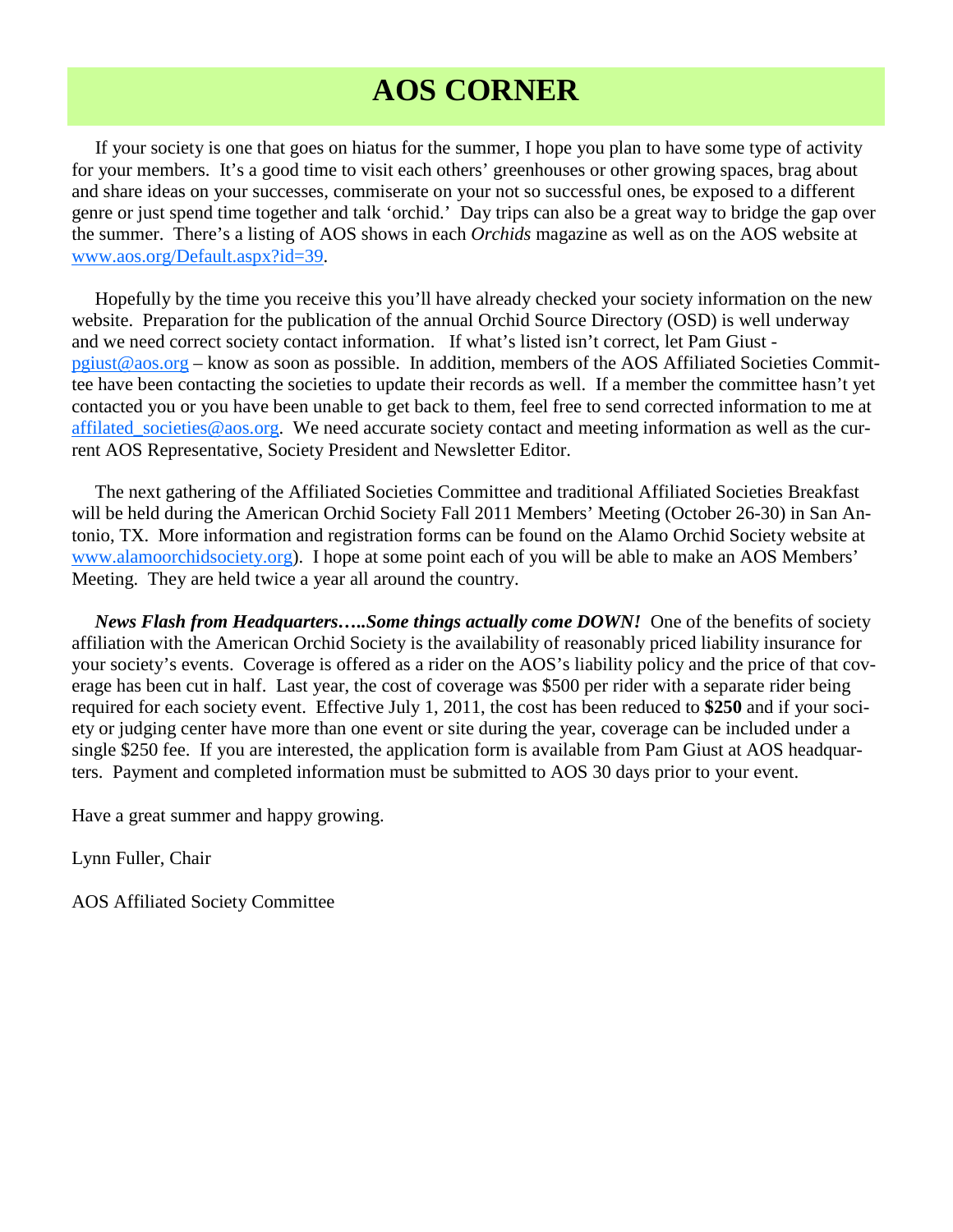# AOS CORNER

If your society is one that goes on hiatus for the summer, I hope you plan to have some type of activity for your members. It's a good time to visit each others' greenhouses or other growing spaces, brag about and share ideas on your successes, commiserate on your not so successful ones, be exposed to a different genre or just spend time together and talk 'orchid.' Day trips can also be a great way to bridge the gap over the summer. There's a listing of AOS shows in each *Orchids* magazine as well as on the AOS website at www.aos.org/Default.aspx?id=39.

Hopefully by the time you receive this you'll have already checked your society information on the new website. Preparation for the publication of the annual Orchid Source Directory (OSD) is well underway and we need correct society contact information. If what's listed isn't correct, let Pam Giust - pgiust@aos.org – know as soon as possible. In addition, members of the AOS Affiliated Societies Committee have been contacting the societies to update their records as well. If a member the committee hasn't yet contacted you or you have been unable to get back to them, feel free to send corrected information to me at affilated_societies@aos.org. We need accurate society contact and meeting information as well as the current AOS Representative, Society President and Newsletter Editor.

The next gathering of the Affiliated Societies Committee and traditional Affiliated Societies Breakfast will be held during the American Orchid Society Fall 2011 Members' Meeting (October 26-30) in San Antonio, TX. More information and registration forms can be found on the Alamo Orchid Society website at www.alamoorchidsociety.org). I hope at some point each of you will be able to make an AOS Members' Meeting. They are held twice a year all around the country.

***News Flash from Headquarters…..Some things actually come DOWN!*** One of the benefits of society affiliation with the American Orchid Society is the availability of reasonably priced liability insurance for your society's events. Coverage is offered as a rider on the AOS's liability policy and the price of that coverage has been cut in half. Last year, the cost of coverage was $500 per rider with a separate rider being required for each society event. Effective July 1, 2011, the cost has been reduced to **$250** and if your society or judging center have more than one event or site during the year, coverage can be included under a single $250 fee. If you are interested, the application form is available from Pam Giust at AOS headquarters. Payment and completed information must be submitted to AOS 30 days prior to your event.

Have a great summer and happy growing.

Lynn Fuller, Chair

AOS Affiliated Society Committee